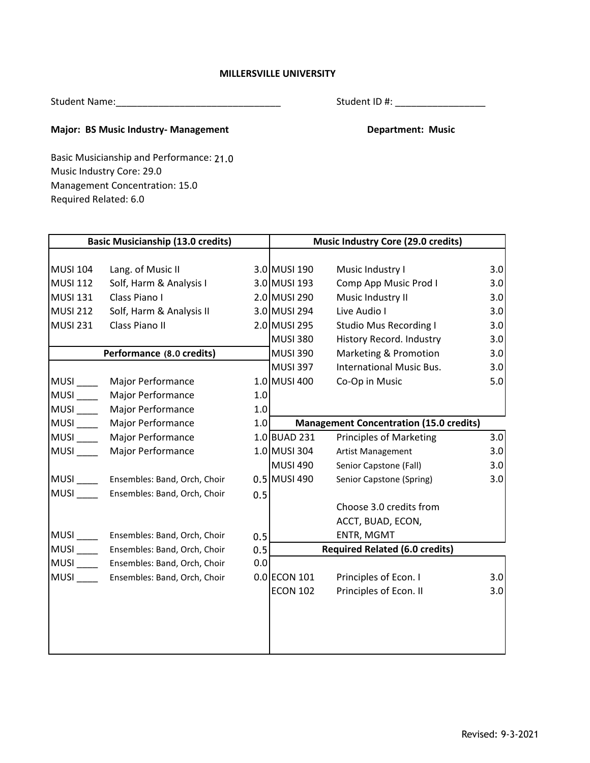**MILLERSVILLE UNIVERSITY**

Student Name:_______________________________ Student ID #: _________________

**Major: BS Music Industry- Management** **Department: Music**

Basic Musicianship and Performance: 21.0
Music Industry Core: 29.0
Management Concentration: 15.0
Required Related: 6.0

| Basic Musicianship (13.0 credits) | | | Music Industry Core (29.0 credits) | | |
|---|---|---|---|---|---|
| MUSI 104 | Lang. of Music II | 3.0 | MUSI 190 | Music Industry I | 3.0 |
| MUSI 112 | Solf, Harm & Analysis I | 3.0 | MUSI 193 | Comp App Music Prod I | 3.0 |
| MUSI 131 | Class Piano I | 2.0 | MUSI 290 | Music Industry II | 3.0 |
| MUSI 212 | Solf, Harm & Analysis II | 3.0 | MUSI 294 | Live Audio I | 3.0 |
| MUSI 231 | Class Piano II | 2.0 | MUSI 295 | Studio Mus Recording I | 3.0 |
| | | | MUSI 380 | History Record. Industry | 3.0 |
| **Performance (8.0 credits)** | | | MUSI 390 | Marketing & Promotion | 3.0 |
| | | | MUSI 397 | International Music Bus. | 3.0 |
| MUSI ____ | Major Performance | 1.0 | MUSI 400 | Co-Op in Music | 5.0 |
| MUSI ____ | Major Performance | 1.0 | | | |
| MUSI ____ | Major Performance | 1.0 | | | |
| MUSI ____ | Major Performance | 1.0 | **Management Concentration (15.0 credits)** | | |
| MUSI ____ | Major Performance | 1.0 | BUAD 231 | Principles of Marketing | 3.0 |
| MUSI ____ | Major Performance | 1.0 | MUSI 304 | Artist Management | 3.0 |
| | | | MUSI 490 | Senior Capstone (Fall) | 3.0 |
| MUSI ____ | Ensembles: Band, Orch, Choir | 0.5 | MUSI 490 | Senior Capstone (Spring) | 3.0 |
| MUSI ____ | Ensembles: Band, Orch, Choir | 0.5 | | | |
| | | | | Choose 3.0 credits from ACCT, BUAD, ECON, ENTR, MGMT | |
| MUSI ____ | Ensembles: Band, Orch, Choir | 0.5 | | | |
| MUSI ____ | Ensembles: Band, Orch, Choir | 0.5 | **Required Related (6.0 credits)** | | |
| MUSI ____ | Ensembles: Band, Orch, Choir | 0.0 | | | |
| MUSI ____ | Ensembles: Band, Orch, Choir | 0.0 | ECON 101 | Principles of Econ. I | 3.0 |
| | | | ECON 102 | Principles of Econ. II | 3.0 |

Revised: 9-3-2021